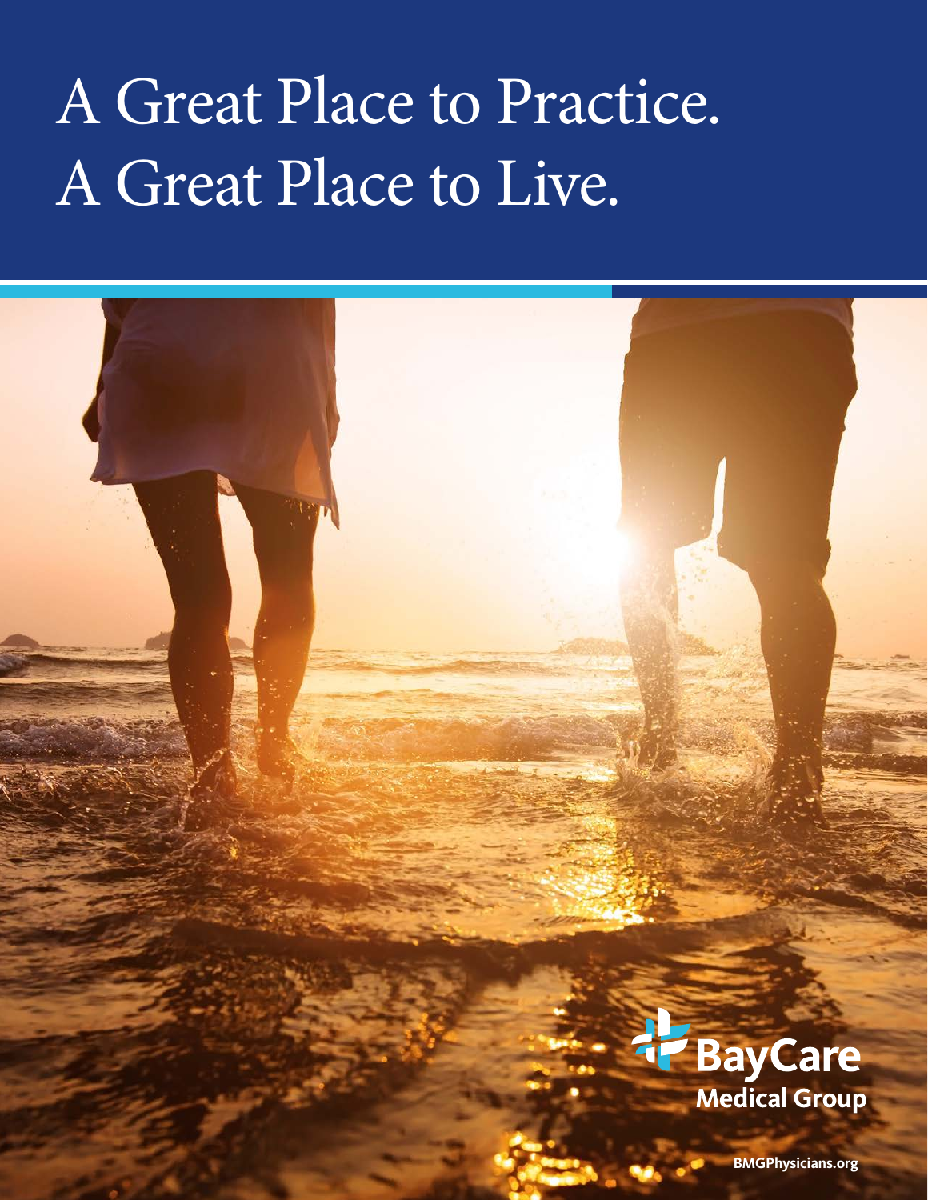# A Great Place to Practice.
# A Great Place to Live.

BayCare Medical Group

BMGPhysicians.org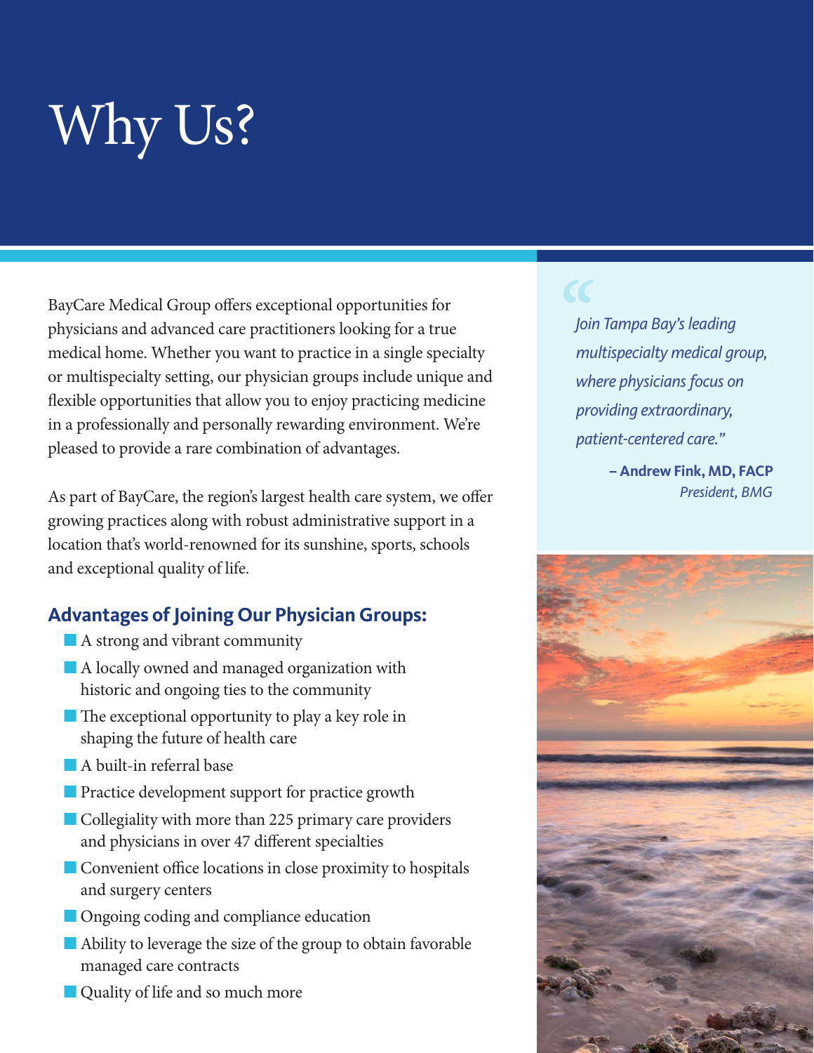# Why Us?

BayCare Medical Group offers exceptional opportunities for physicians and advanced care practitioners looking for a true medical home. Whether you want to practice in a single specialty or multispecialty setting, our physician groups include unique and flexible opportunities that allow you to enjoy practicing medicine in a professionally and personally rewarding environment. We're pleased to provide a rare combination of advantages.

As part of BayCare, the region's largest health care system, we offer growing practices along with robust administrative support in a location that's world-renowned for its sunshine, sports, schools and exceptional quality of life.

> *"Join Tampa Bay's leading multispecialty medical group, where physicians focus on providing extraordinary, patient-centered care."*
>
> **– Andrew Fink, MD, FACP**
> *President, BMG*

## Advantages of Joining Our Physician Groups:

- A strong and vibrant community
- A locally owned and managed organization with historic and ongoing ties to the community
- The exceptional opportunity to play a key role in shaping the future of health care
- A built-in referral base
- Practice development support for practice growth
- Collegiality with more than 225 primary care providers and physicians in over 47 different specialties
- Convenient office locations in close proximity to hospitals and surgery centers
- Ongoing coding and compliance education
- Ability to leverage the size of the group to obtain favorable managed care contracts
- Quality of life and so much more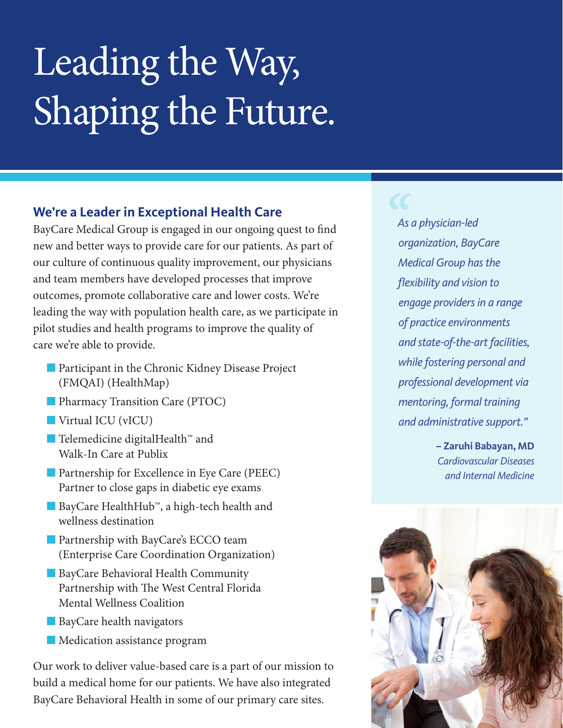# Leading the Way, Shaping the Future.

## We're a Leader in Exceptional Health Care

BayCare Medical Group is engaged in our ongoing quest to find new and better ways to provide care for our patients. As part of our culture of continuous quality improvement, our physicians and team members have developed processes that improve outcomes, promote collaborative care and lower costs. We're leading the way with population health care, as we participate in pilot studies and health programs to improve the quality of care we're able to provide.

- Participant in the Chronic Kidney Disease Project (FMQAI) (HealthMap)
- Pharmacy Transition Care (PTOC)
- Virtual ICU (vICU)
- Telemedicine digitalHealth™ and Walk-In Care at Publix
- Partnership for Excellence in Eye Care (PEEC) Partner to close gaps in diabetic eye exams
- BayCare HealthHub™, a high-tech health and wellness destination
- Partnership with BayCare's ECCO team (Enterprise Care Coordination Organization)
- BayCare Behavioral Health Community Partnership with The West Central Florida Mental Wellness Coalition
- BayCare health navigators
- Medication assistance program

Our work to deliver value-based care is a part of our mission to build a medical home for our patients. We have also integrated BayCare Behavioral Health in some of our primary care sites.

> *"As a physician-led organization, BayCare Medical Group has the flexibility and vision to engage providers in a range of practice environments and state-of-the-art facilities, while fostering personal and professional development via mentoring, formal training and administrative support."*
>
> **– Zaruhi Babayan, MD**
> *Cardiovascular Diseases and Internal Medicine*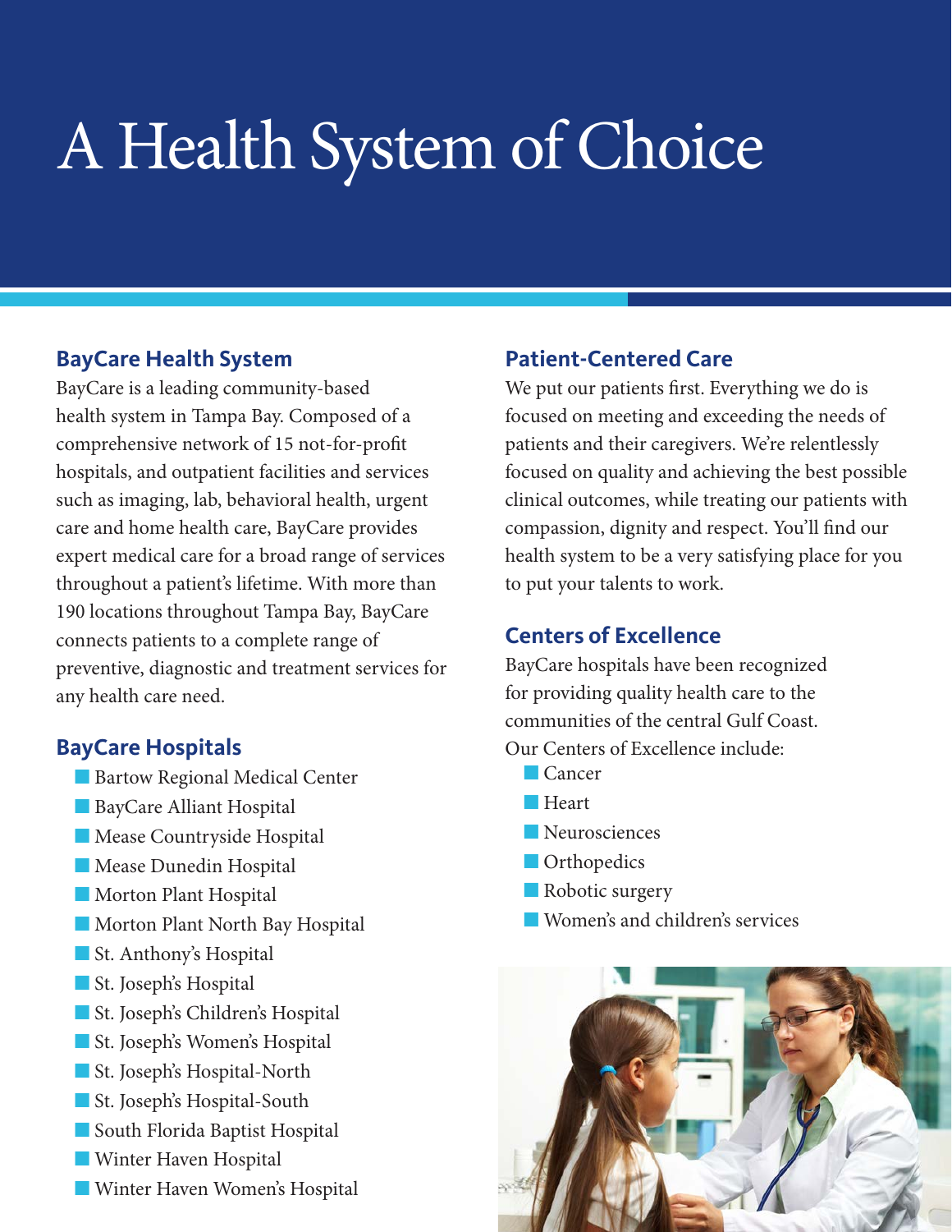# A Health System of Choice

## BayCare Health System

BayCare is a leading community-based health system in Tampa Bay. Composed of a comprehensive network of 15 not-for-profit hospitals, and outpatient facilities and services such as imaging, lab, behavioral health, urgent care and home health care, BayCare provides expert medical care for a broad range of services throughout a patient's lifetime. With more than 190 locations throughout Tampa Bay, BayCare connects patients to a complete range of preventive, diagnostic and treatment services for any health care need.

## BayCare Hospitals

- Bartow Regional Medical Center
- BayCare Alliant Hospital
- Mease Countryside Hospital
- Mease Dunedin Hospital
- Morton Plant Hospital
- Morton Plant North Bay Hospital
- St. Anthony's Hospital
- St. Joseph's Hospital
- St. Joseph's Children's Hospital
- St. Joseph's Women's Hospital
- St. Joseph's Hospital-North
- St. Joseph's Hospital-South
- South Florida Baptist Hospital
- Winter Haven Hospital
- Winter Haven Women's Hospital

## Patient-Centered Care

We put our patients first. Everything we do is focused on meeting and exceeding the needs of patients and their caregivers. We're relentlessly focused on quality and achieving the best possible clinical outcomes, while treating our patients with compassion, dignity and respect. You'll find our health system to be a very satisfying place for you to put your talents to work.

## Centers of Excellence

BayCare hospitals have been recognized for providing quality health care to the communities of the central Gulf Coast. Our Centers of Excellence include:

- Cancer
- Heart
- Neurosciences
- Orthopedics
- Robotic surgery
- Women's and children's services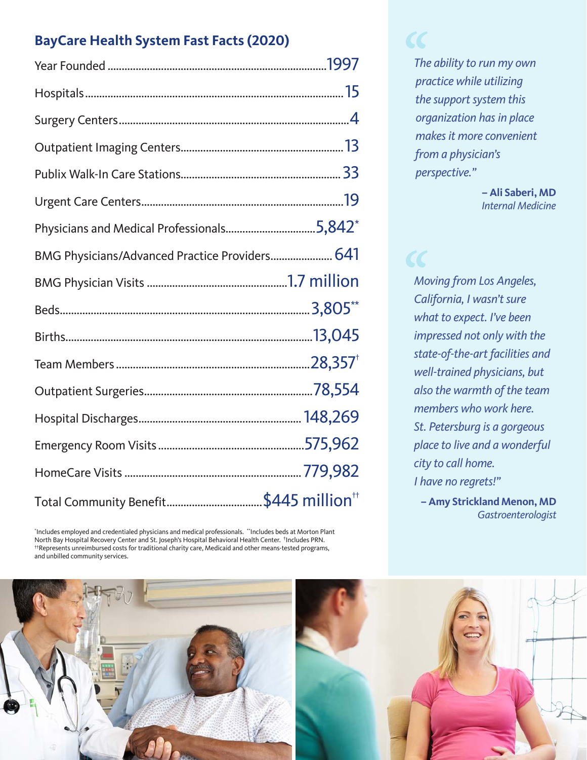## BayCare Health System Fast Facts (2020)

| Item | Value |
| --- | --- |
| Year Founded | 1997 |
| Hospitals | 15 |
| Surgery Centers | 4 |
| Outpatient Imaging Centers | 13 |
| Publix Walk-In Care Stations | 33 |
| Urgent Care Centers | 19 |
| Physicians and Medical Professionals | 5,842* |
| BMG Physicians/Advanced Practice Providers | 641 |
| BMG Physician Visits | 1.7 million |
| Beds | 3,805** |
| Births | 13,045 |
| Team Members | 28,357† |
| Outpatient Surgeries | 78,554 |
| Hospital Discharges | 148,269 |
| Emergency Room Visits | 575,962 |
| HomeCare Visits | 779,982 |
| Total Community Benefit | $445 million†† |

*Includes employed and credentialed physicians and medical professionals. **Includes beds at Morton Plant North Bay Hospital Recovery Center and St. Joseph's Hospital Behavioral Health Center. †Includes PRN. ††Represents unreimbursed costs for traditional charity care, Medicaid and other means-tested programs, and unbilled community services.

*"The ability to run my own practice while utilizing the support system this organization has in place makes it more convenient from a physician's perspective."*

**– Ali Saberi, MD**
*Internal Medicine*

*"Moving from Los Angeles, California, I wasn't sure what to expect. I've been impressed not only with the state-of-the-art facilities and well-trained physicians, but also the warmth of the team members who work here. St. Petersburg is a gorgeous place to live and a wonderful city to call home. I have no regrets!"*

**– Amy Strickland Menon, MD**
*Gastroenterologist*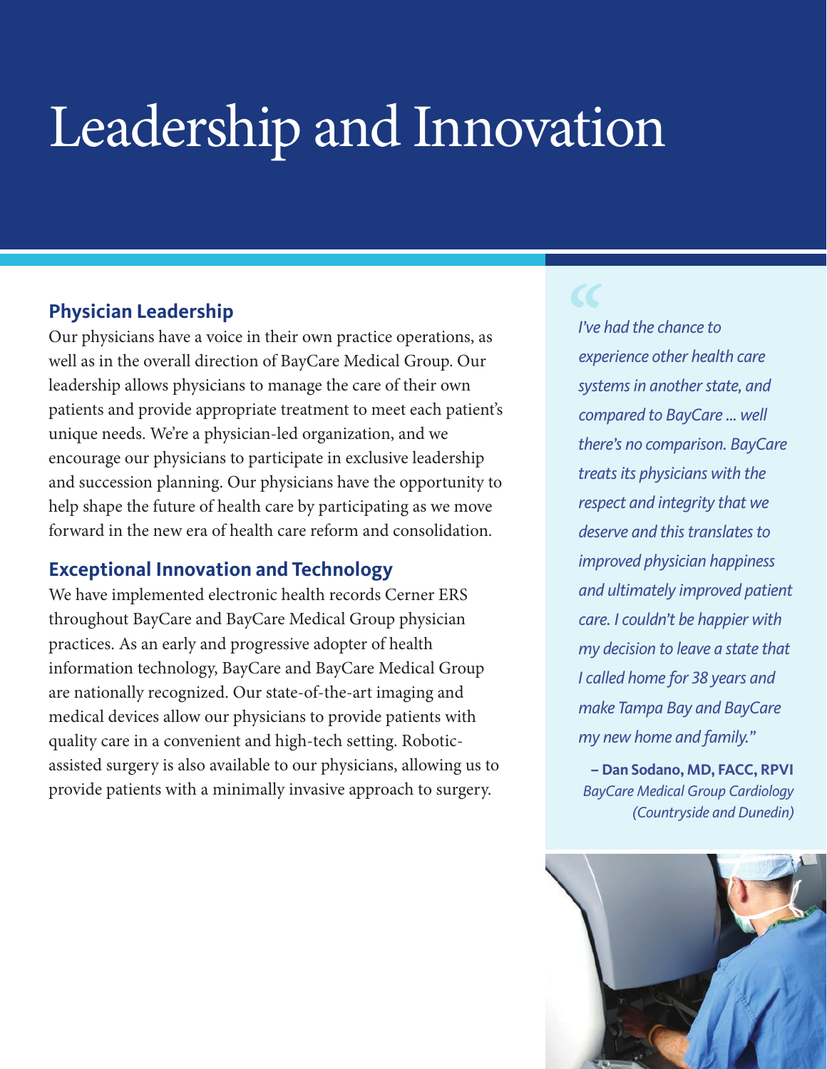# Leadership and Innovation

## Physician Leadership

Our physicians have a voice in their own practice operations, as well as in the overall direction of BayCare Medical Group. Our leadership allows physicians to manage the care of their own patients and provide appropriate treatment to meet each patient's unique needs. We're a physician-led organization, and we encourage our physicians to participate in exclusive leadership and succession planning. Our physicians have the opportunity to help shape the future of health care by participating as we move forward in the new era of health care reform and consolidation.

## Exceptional Innovation and Technology

We have implemented electronic health records Cerner ERS throughout BayCare and BayCare Medical Group physician practices. As an early and progressive adopter of health information technology, BayCare and BayCare Medical Group are nationally recognized. Our state-of-the-art imaging and medical devices allow our physicians to provide patients with quality care in a convenient and high-tech setting. Robotic-assisted surgery is also available to our physicians, allowing us to provide patients with a minimally invasive approach to surgery.

> *"I've had the chance to experience other health care systems in another state, and compared to BayCare ... well there's no comparison. BayCare treats its physicians with the respect and integrity that we deserve and this translates to improved physician happiness and ultimately improved patient care. I couldn't be happier with my decision to leave a state that I called home for 38 years and make Tampa Bay and BayCare my new home and family."*
>
> **– Dan Sodano, MD, FACC, RPVI**
> *BayCare Medical Group Cardiology (Countryside and Dunedin)*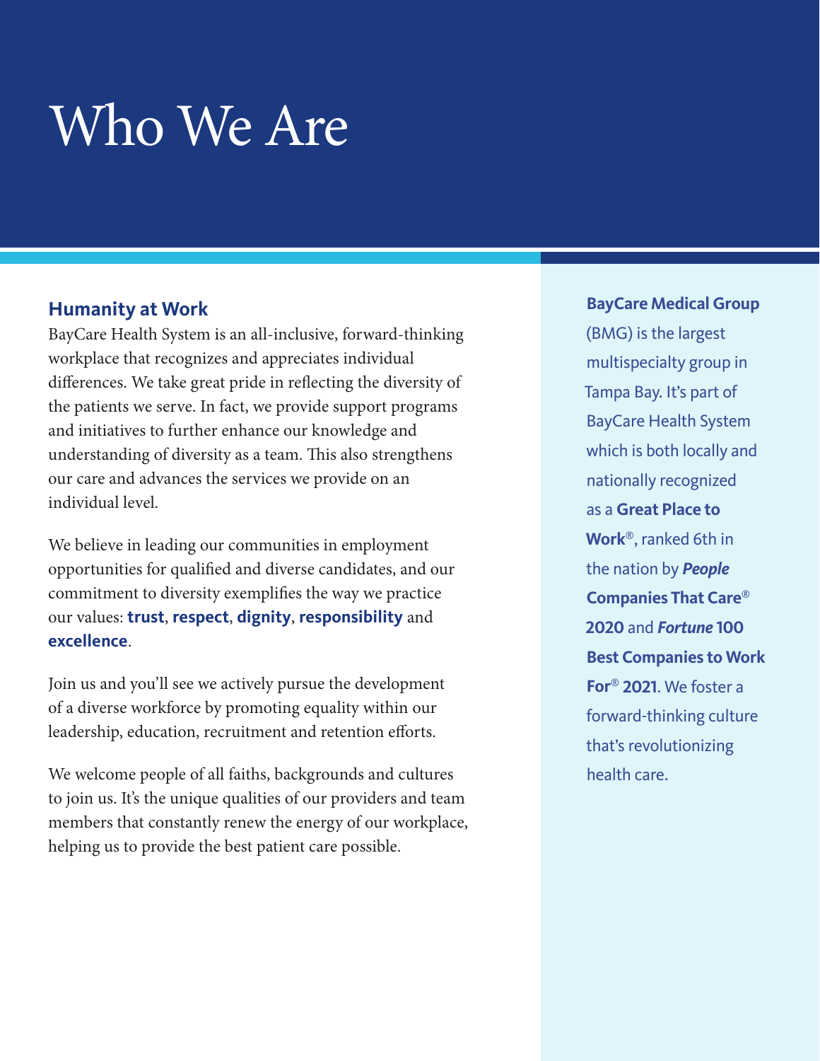# Who We Are

## Humanity at Work

BayCare Health System is an all-inclusive, forward-thinking workplace that recognizes and appreciates individual differences. We take great pride in reflecting the diversity of the patients we serve. In fact, we provide support programs and initiatives to further enhance our knowledge and understanding of diversity as a team. This also strengthens our care and advances the services we provide on an individual level.

We believe in leading our communities in employment opportunities for qualified and diverse candidates, and our commitment to diversity exemplifies the way we practice our values: **trust**, **respect**, **dignity**, **responsibility** and **excellence**.

Join us and you'll see we actively pursue the development of a diverse workforce by promoting equality within our leadership, education, recruitment and retention efforts.

We welcome people of all faiths, backgrounds and cultures to join us. It's the unique qualities of our providers and team members that constantly renew the energy of our workplace, helping us to provide the best patient care possible.

**BayCare Medical Group** (BMG) is the largest multispecialty group in Tampa Bay. It's part of BayCare Health System which is both locally and nationally recognized as a **Great Place to Work®**, ranked 6th in the nation by ***People* Companies That Care® 2020** and ***Fortune* 100 Best Companies to Work For® 2021**. We foster a forward-thinking culture that's revolutionizing health care.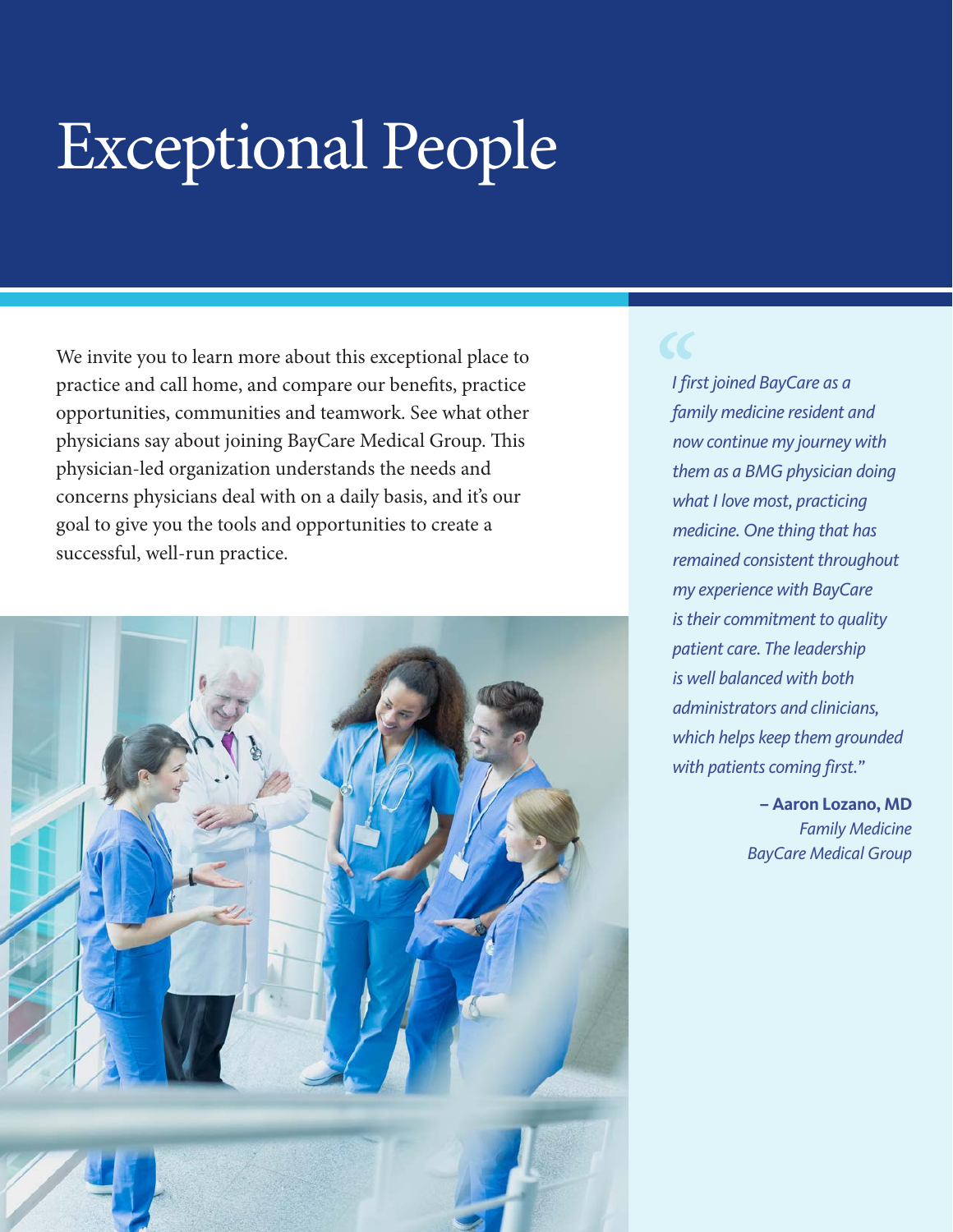# Exceptional People

We invite you to learn more about this exceptional place to practice and call home, and compare our benefits, practice opportunities, communities and teamwork. See what other physicians say about joining BayCare Medical Group. This physician-led organization understands the needs and concerns physicians deal with on a daily basis, and it's our goal to give you the tools and opportunities to create a successful, well-run practice.

*"I first joined BayCare as a family medicine resident and now continue my journey with them as a BMG physician doing what I love most, practicing medicine. One thing that has remained consistent throughout my experience with BayCare is their commitment to quality patient care. The leadership is well balanced with both administrators and clinicians, which helps keep them grounded with patients coming first."*

**– Aaron Lozano, MD**
*Family Medicine*
*BayCare Medical Group*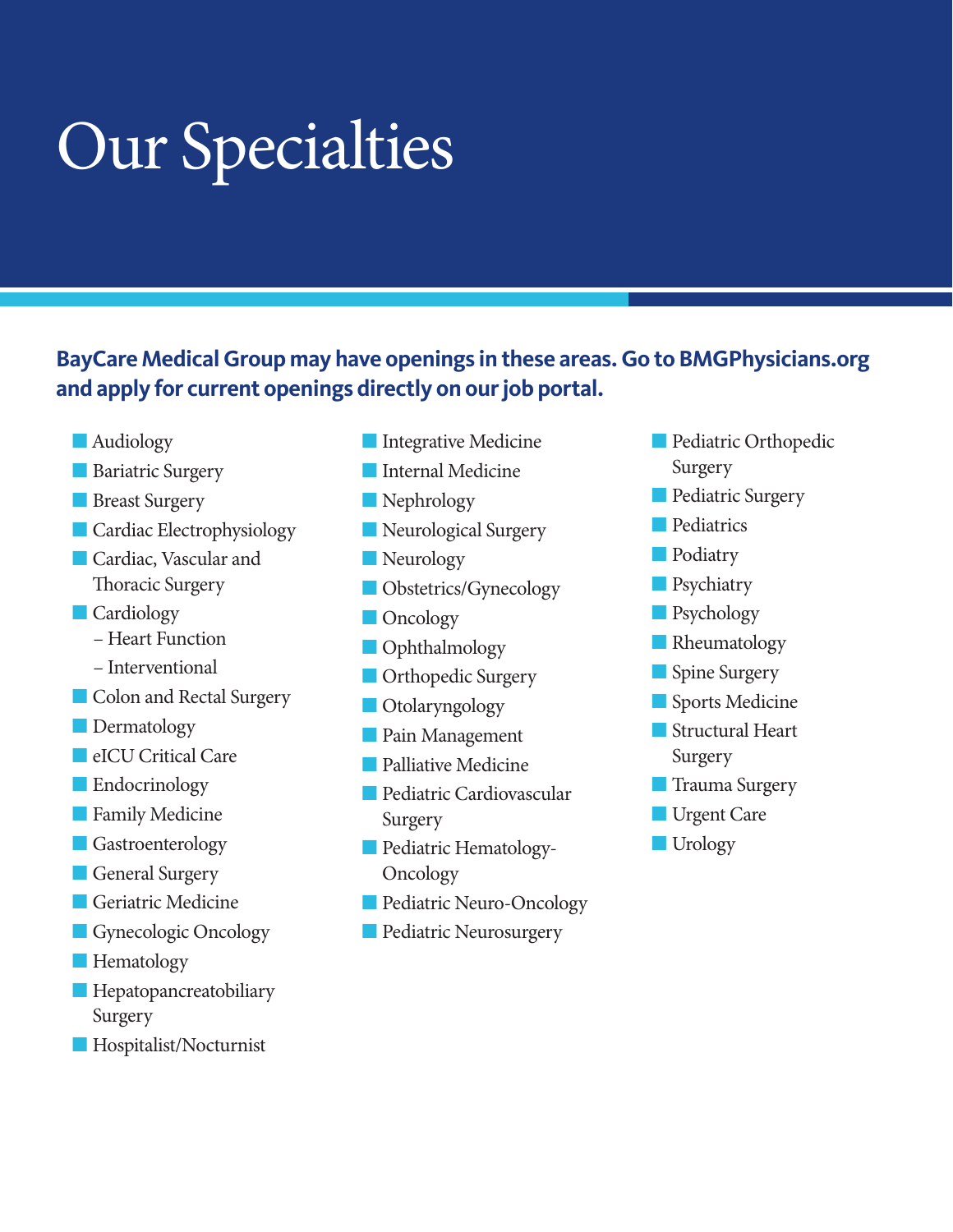# Our Specialties

**BayCare Medical Group may have openings in these areas. Go to BMGPhysicians.org and apply for current openings directly on our job portal.**

- Audiology
- Bariatric Surgery
- Breast Surgery
- Cardiac Electrophysiology
- Cardiac, Vascular and Thoracic Surgery
- Cardiology
  - Heart Function
  - Interventional
- Colon and Rectal Surgery
- Dermatology
- eICU Critical Care
- Endocrinology
- Family Medicine
- Gastroenterology
- General Surgery
- Geriatric Medicine
- Gynecologic Oncology
- Hematology
- Hepatopancreatobiliary Surgery
- Hospitalist/Nocturnist
- Integrative Medicine
- Internal Medicine
- Nephrology
- Neurological Surgery
- Neurology
- Obstetrics/Gynecology
- Oncology
- Ophthalmology
- Orthopedic Surgery
- Otolaryngology
- Pain Management
- Palliative Medicine
- Pediatric Cardiovascular Surgery
- Pediatric Hematology-Oncology
- Pediatric Neuro-Oncology
- Pediatric Neurosurgery
- Pediatric Orthopedic Surgery
- Pediatric Surgery
- Pediatrics
- Podiatry
- Psychiatry
- Psychology
- Rheumatology
- Spine Surgery
- Sports Medicine
- Structural Heart Surgery
- Trauma Surgery
- Urgent Care
- Urology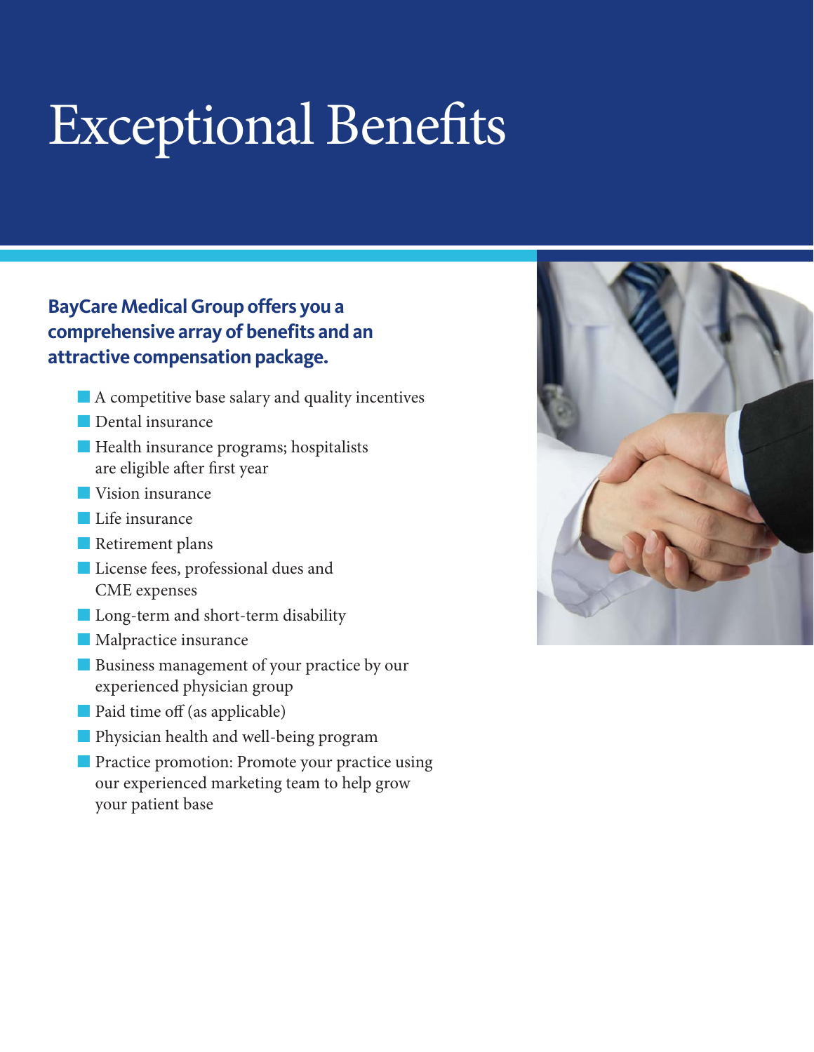# Exceptional Benefits

**BayCare Medical Group offers you a comprehensive array of benefits and an attractive compensation package.**

- A competitive base salary and quality incentives
- Dental insurance
- Health insurance programs; hospitalists are eligible after first year
- Vision insurance
- Life insurance
- Retirement plans
- License fees, professional dues and CME expenses
- Long-term and short-term disability
- Malpractice insurance
- Business management of your practice by our experienced physician group
- Paid time off (as applicable)
- Physician health and well-being program
- Practice promotion: Promote your practice using our experienced marketing team to help grow your patient base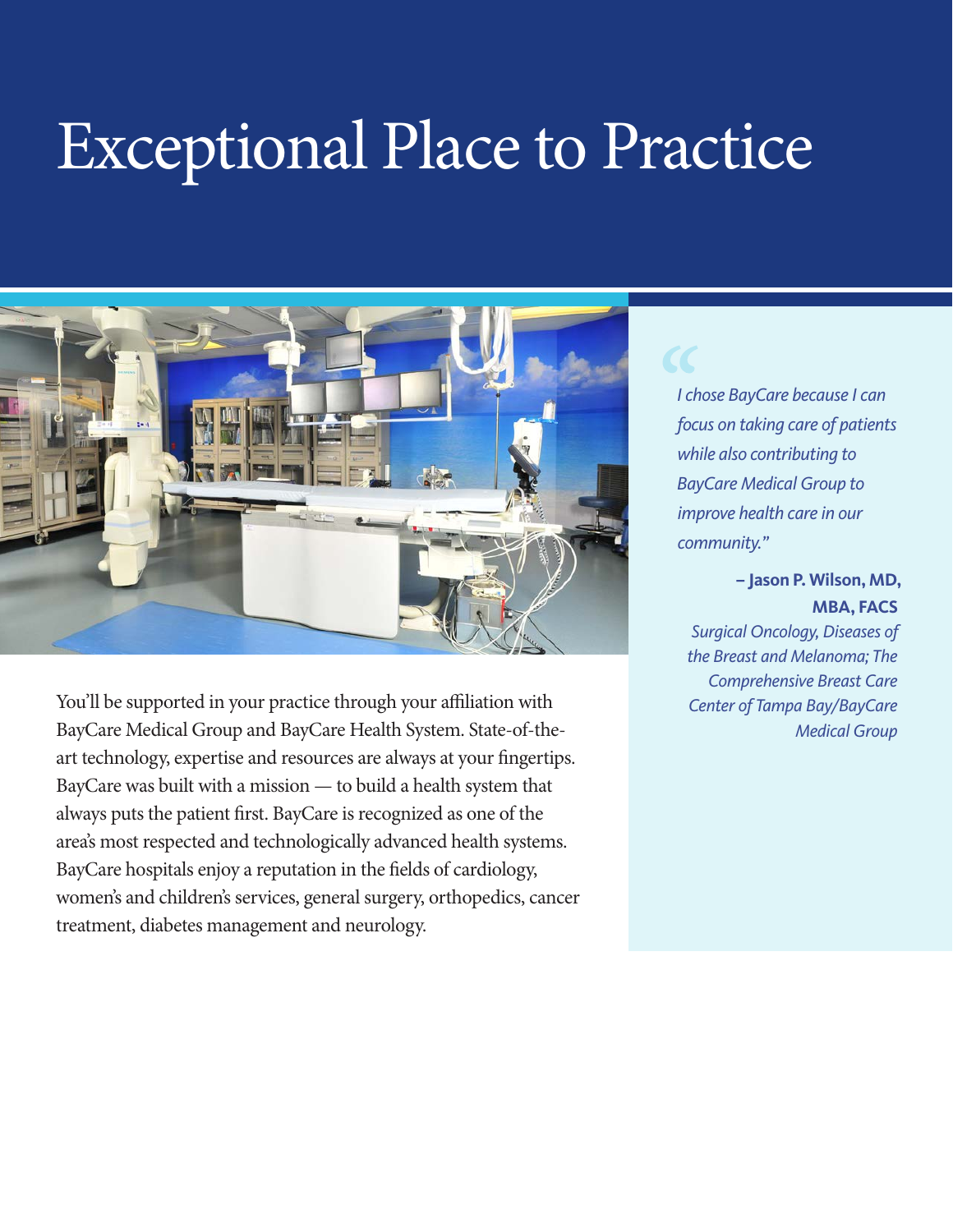# Exceptional Place to Practice

You'll be supported in your practice through your affiliation with BayCare Medical Group and BayCare Health System. State-of-the-art technology, expertise and resources are always at your fingertips. BayCare was built with a mission — to build a health system that always puts the patient first. BayCare is recognized as one of the area's most respected and technologically advanced health systems. BayCare hospitals enjoy a reputation in the fields of cardiology, women's and children's services, general surgery, orthopedics, cancer treatment, diabetes management and neurology.

> *"I chose BayCare because I can focus on taking care of patients while also contributing to BayCare Medical Group to improve health care in our community."*
>
> **– Jason P. Wilson, MD, MBA, FACS**
> *Surgical Oncology, Diseases of the Breast and Melanoma; The Comprehensive Breast Care Center of Tampa Bay/BayCare Medical Group*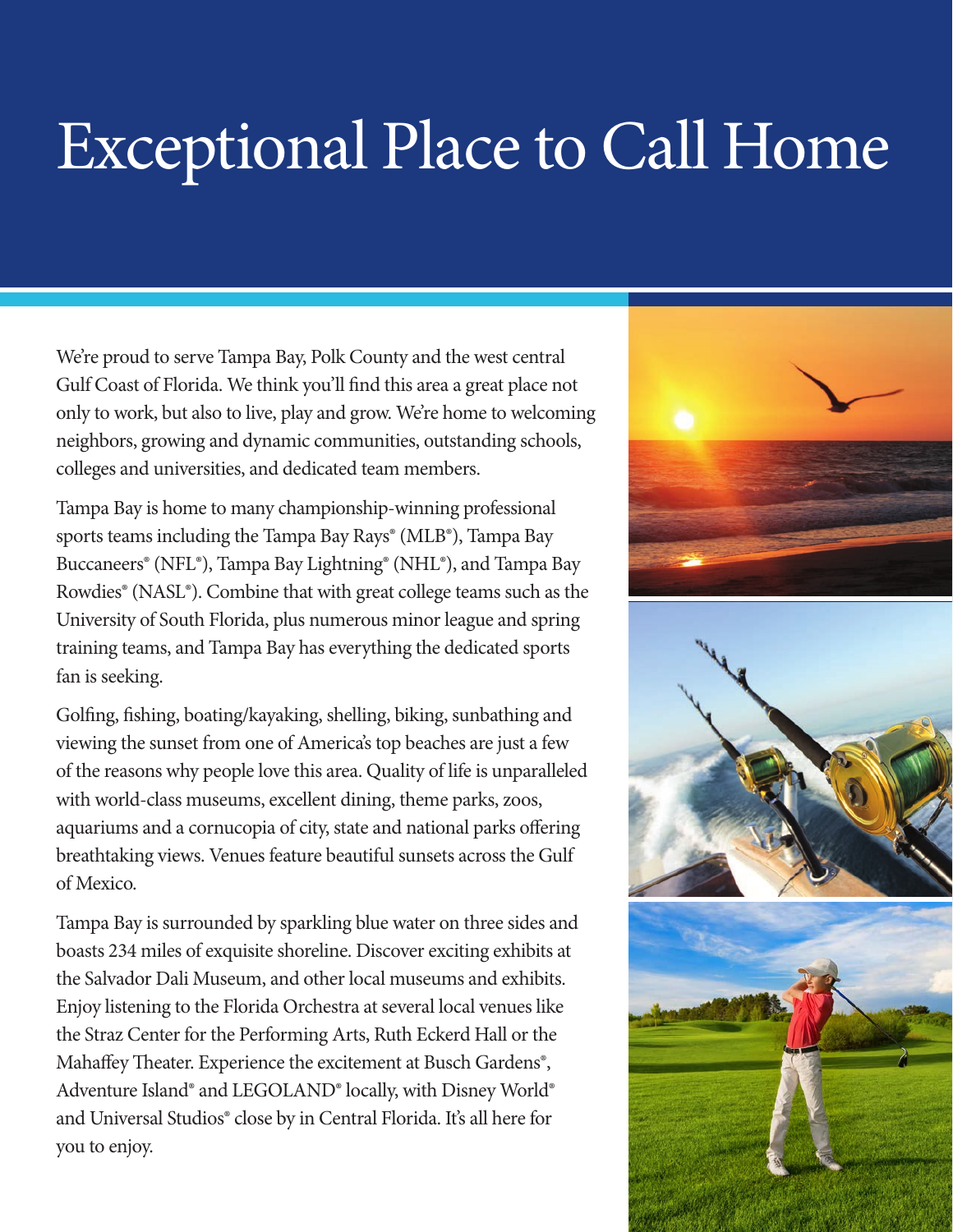# Exceptional Place to Call Home

We're proud to serve Tampa Bay, Polk County and the west central Gulf Coast of Florida. We think you'll find this area a great place not only to work, but also to live, play and grow. We're home to welcoming neighbors, growing and dynamic communities, outstanding schools, colleges and universities, and dedicated team members.

Tampa Bay is home to many championship-winning professional sports teams including the Tampa Bay Rays® (MLB®), Tampa Bay Buccaneers® (NFL®), Tampa Bay Lightning® (NHL®), and Tampa Bay Rowdies® (NASL®). Combine that with great college teams such as the University of South Florida, plus numerous minor league and spring training teams, and Tampa Bay has everything the dedicated sports fan is seeking.

Golfing, fishing, boating/kayaking, shelling, biking, sunbathing and viewing the sunset from one of America's top beaches are just a few of the reasons why people love this area. Quality of life is unparalleled with world-class museums, excellent dining, theme parks, zoos, aquariums and a cornucopia of city, state and national parks offering breathtaking views. Venues feature beautiful sunsets across the Gulf of Mexico.

Tampa Bay is surrounded by sparkling blue water on three sides and boasts 234 miles of exquisite shoreline. Discover exciting exhibits at the Salvador Dali Museum, and other local museums and exhibits. Enjoy listening to the Florida Orchestra at several local venues like the Straz Center for the Performing Arts, Ruth Eckerd Hall or the Mahaffey Theater. Experience the excitement at Busch Gardens®, Adventure Island® and LEGOLAND® locally, with Disney World® and Universal Studios® close by in Central Florida. It's all here for you to enjoy.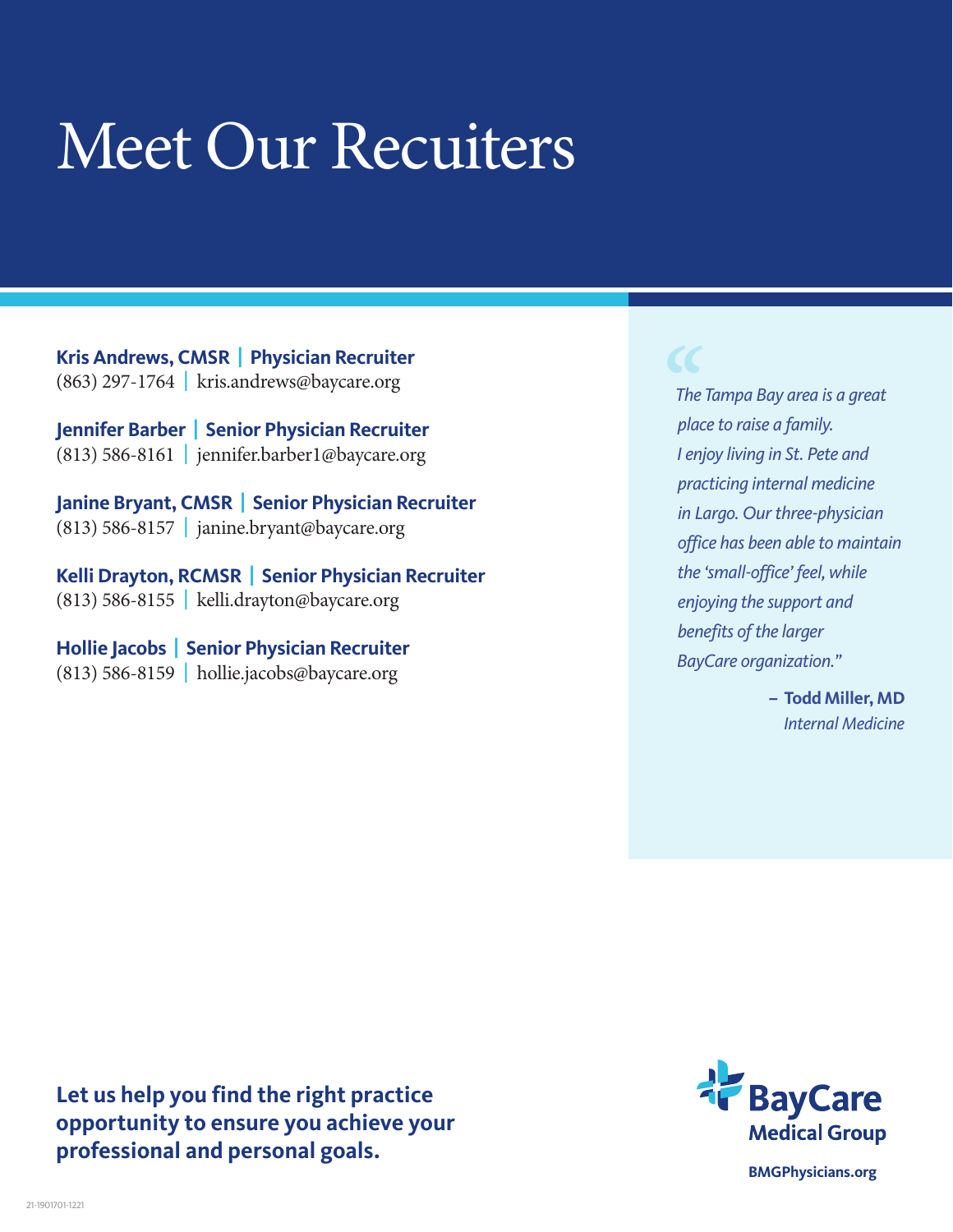# Meet Our Recuiters

**Kris Andrews, CMSR | Physician Recruiter**
(863) 297-1764 | kris.andrews@baycare.org

**Jennifer Barber | Senior Physician Recruiter**
(813) 586-8161 | jennifer.barber1@baycare.org

**Janine Bryant, CMSR | Senior Physician Recruiter**
(813) 586-8157 | janine.bryant@baycare.org

**Kelli Drayton, RCMSR | Senior Physician Recruiter**
(813) 586-8155 | kelli.drayton@baycare.org

**Hollie Jacobs | Senior Physician Recruiter**
(813) 586-8159 | hollie.jacobs@baycare.org

> *"The Tampa Bay area is a great place to raise a family. I enjoy living in St. Pete and practicing internal medicine in Largo. Our three-physician office has been able to maintain the 'small-office' feel, while enjoying the support and benefits of the larger BayCare organization."*
>
> – **Todd Miller, MD**
> *Internal Medicine*

**Let us help you find the right practice opportunity to ensure you achieve your professional and personal goals.**

BayCare Medical Group

**BMGPhysicians.org**

21-1901701-1221